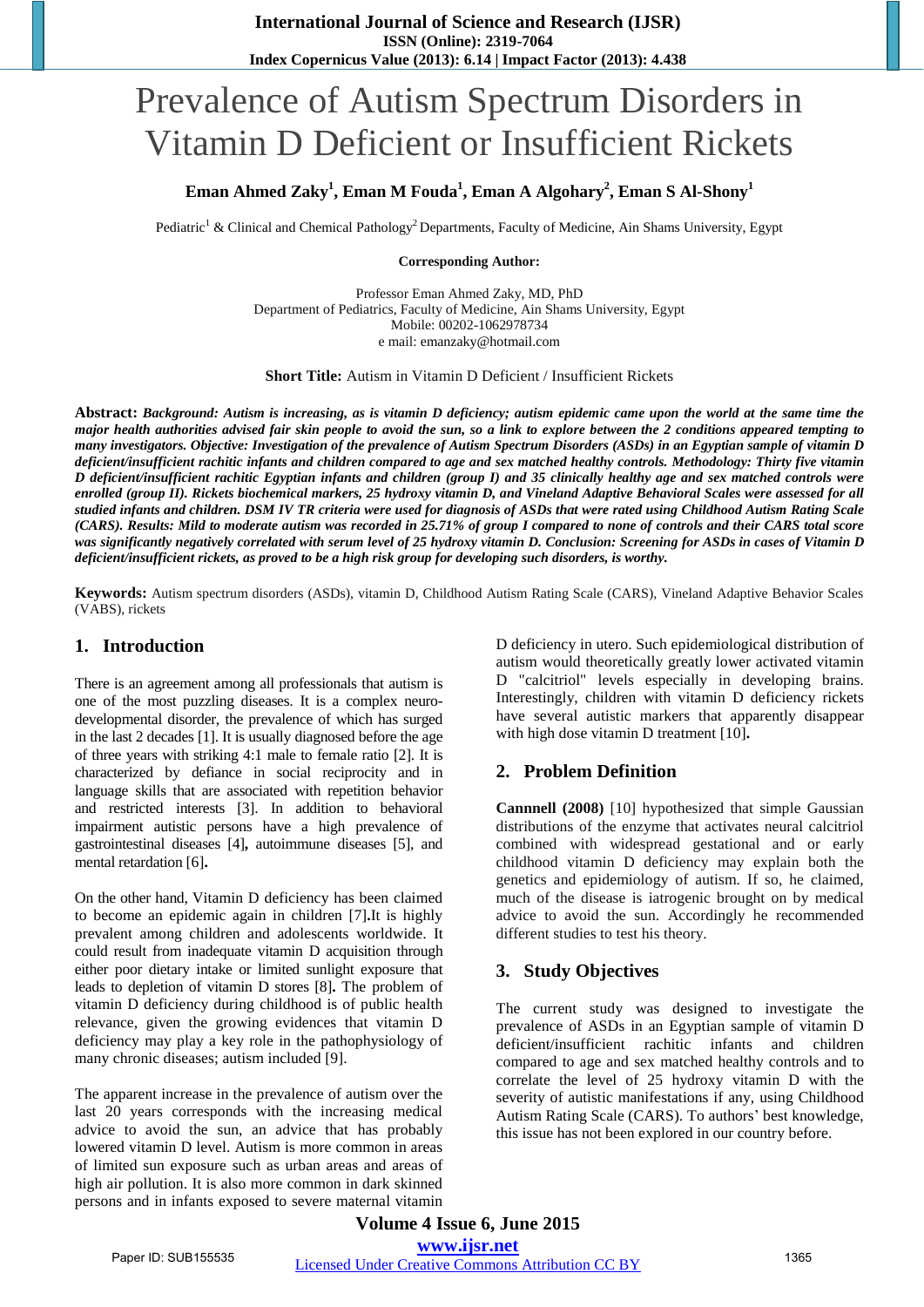# Prevalence of Autism Spectrum Disorders in Vitamin D Deficient or Insufficient Rickets

**Eman Ahmed Zaky[1], Eman M Fouda[1], Eman A Algohary[2], Eman S Al-Shony[1]**

Pediatric[1] & Clinical and Chemical Pathology[2] Departments, Faculty of Medicine, Ain Shams University, Egypt

**Corresponding Author:**

Professor Eman Ahmed Zaky, MD, PhD
Department of Pediatrics, Faculty of Medicine, Ain Shams University, Egypt
Mobile: 00202-1062978734
e mail: emanzaky@hotmail.com

**Short Title:** Autism in Vitamin D Deficient / Insufficient Rickets

**Abstract:** ***Background: Autism is increasing, as is vitamin D deficiency; autism epidemic came upon the world at the same time the major health authorities advised fair skin people to avoid the sun, so a link to explore between the 2 conditions appeared tempting to many investigators. Objective: Investigation of the prevalence of Autism Spectrum Disorders (ASDs) in an Egyptian sample of vitamin D deficient/insufficient rachitic infants and children compared to age and sex matched healthy controls. Methodology: Thirty five vitamin D deficient/insufficient rachitic Egyptian infants and children (group I) and 35 clinically healthy age and sex matched controls were enrolled (group II). Rickets biochemical markers, 25 hydroxy vitamin D, and Vineland Adaptive Behavioral Scales were assessed for all studied infants and children. DSM IV TR criteria were used for diagnosis of ASDs that were rated using Childhood Autism Rating Scale (CARS). Results: Mild to moderate autism was recorded in 25.71% of group I compared to none of controls and their CARS total score was significantly negatively correlated with serum level of 25 hydroxy vitamin D. Conclusion: Screening for ASDs in cases of Vitamin D deficient/insufficient rickets, as proved to be a high risk group for developing such disorders, is worthy.***

**Keywords:** Autism spectrum disorders (ASDs), vitamin D, Childhood Autism Rating Scale (CARS), Vineland Adaptive Behavior Scales (VABS), rickets

## 1. Introduction

There is an agreement among all professionals that autism is one of the most puzzling diseases. It is a complex neuro-developmental disorder, the prevalence of which has surged in the last 2 decades [1]. It is usually diagnosed before the age of three years with striking 4:1 male to female ratio [2]. It is characterized by defiance in social reciprocity and in language skills that are associated with repetition behavior and restricted interests [3]. In addition to behavioral impairment autistic persons have a high prevalence of gastrointestinal diseases [4]**,** autoimmune diseases [5], and mental retardation [6]**.**

On the other hand, Vitamin D deficiency has been claimed to become an epidemic again in children [7]**.**It is highly prevalent among children and adolescents worldwide. It could result from inadequate vitamin D acquisition through either poor dietary intake or limited sunlight exposure that leads to depletion of vitamin D stores [8]**.** The problem of vitamin D deficiency during childhood is of public health relevance, given the growing evidences that vitamin D deficiency may play a key role in the pathophysiology of many chronic diseases; autism included [9].

The apparent increase in the prevalence of autism over the last 20 years corresponds with the increasing medical advice to avoid the sun, an advice that has probably lowered vitamin D level. Autism is more common in areas of limited sun exposure such as urban areas and areas of high air pollution. It is also more common in dark skinned persons and in infants exposed to severe maternal vitamin D deficiency in utero. Such epidemiological distribution of autism would theoretically greatly lower activated vitamin D "calcitriol" levels especially in developing brains. Interestingly, children with vitamin D deficiency rickets have several autistic markers that apparently disappear with high dose vitamin D treatment [10]**.**

## 2. Problem Definition

**Cannnell (2008)** [10] hypothesized that simple Gaussian distributions of the enzyme that activates neural calcitriol combined with widespread gestational and or early childhood vitamin D deficiency may explain both the genetics and epidemiology of autism. If so, he claimed, much of the disease is iatrogenic brought on by medical advice to avoid the sun. Accordingly he recommended different studies to test his theory.

## 3. Study Objectives

The current study was designed to investigate the prevalence of ASDs in an Egyptian sample of vitamin D deficient/insufficient rachitic infants and children compared to age and sex matched healthy controls and to correlate the level of 25 hydroxy vitamin D with the severity of autistic manifestations if any, using Childhood Autism Rating Scale (CARS). To authors' best knowledge, this issue has not been explored in our country before.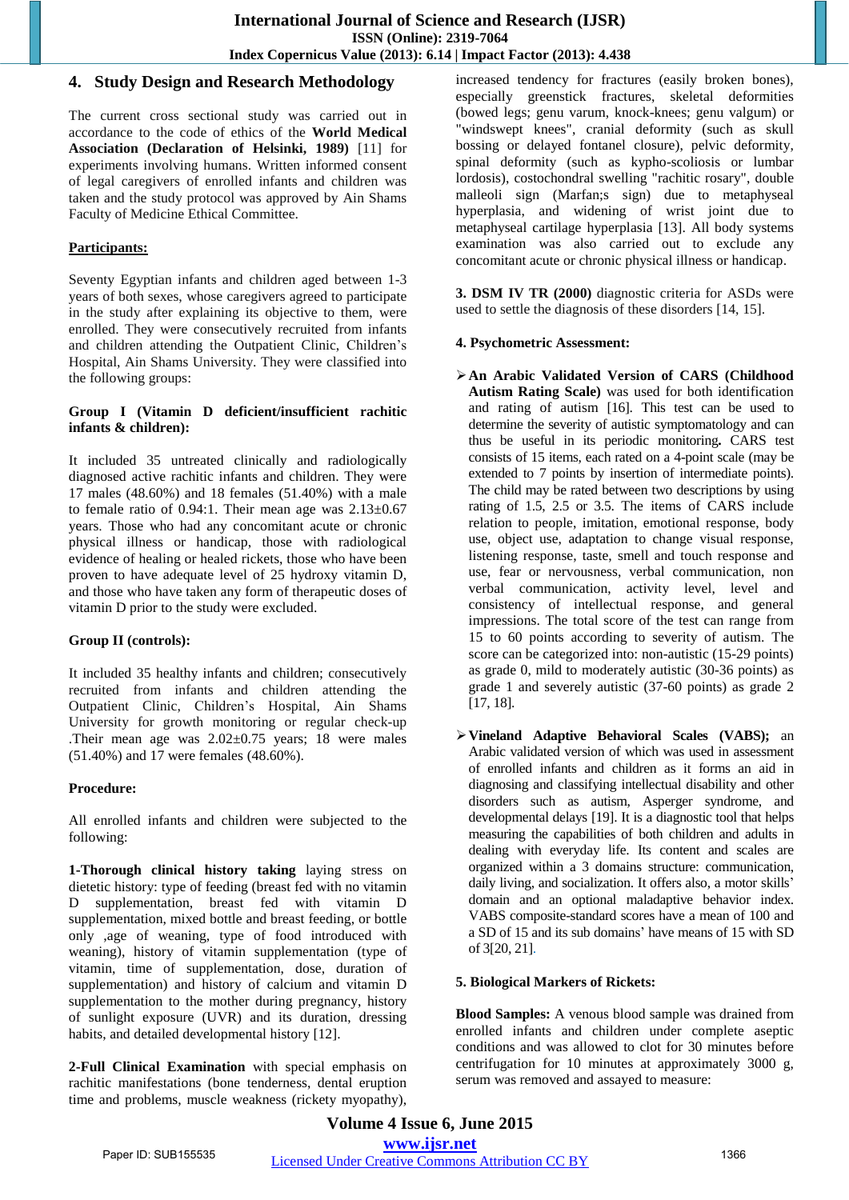## 4. Study Design and Research Methodology

The current cross sectional study was carried out in accordance to the code of ethics of the **World Medical Association (Declaration of Helsinki, 1989)** [11] for experiments involving humans. Written informed consent of legal caregivers of enrolled infants and children was taken and the study protocol was approved by Ain Shams Faculty of Medicine Ethical Committee.

**Participants:**

Seventy Egyptian infants and children aged between 1-3 years of both sexes, whose caregivers agreed to participate in the study after explaining its objective to them, were enrolled. They were consecutively recruited from infants and children attending the Outpatient Clinic, Children's Hospital, Ain Shams University. They were classified into the following groups:

**Group I (Vitamin D deficient/insufficient rachitic infants & children):**

It included 35 untreated clinically and radiologically diagnosed active rachitic infants and children. They were 17 males (48.60%) and 18 females (51.40%) with a male to female ratio of 0.94:1. Their mean age was 2.13±0.67 years. Those who had any concomitant acute or chronic physical illness or handicap, those with radiological evidence of healing or healed rickets, those who have been proven to have adequate level of 25 hydroxy vitamin D, and those who have taken any form of therapeutic doses of vitamin D prior to the study were excluded.

**Group II (controls):**

It included 35 healthy infants and children; consecutively recruited from infants and children attending the Outpatient Clinic, Children's Hospital, Ain Shams University for growth monitoring or regular check-up .Their mean age was 2.02±0.75 years; 18 were males (51.40%) and 17 were females (48.60%).

**Procedure:**

All enrolled infants and children were subjected to the following:

**1-Thorough clinical history taking** laying stress on dietetic history: type of feeding (breast fed with no vitamin D supplementation, breast fed with vitamin D supplementation, mixed bottle and breast feeding, or bottle only ,age of weaning, type of food introduced with weaning), history of vitamin supplementation (type of vitamin, time of supplementation, dose, duration of supplementation) and history of calcium and vitamin D supplementation to the mother during pregnancy, history of sunlight exposure (UVR) and its duration, dressing habits, and detailed developmental history [12].

**2-Full Clinical Examination** with special emphasis on rachitic manifestations (bone tenderness, dental eruption time and problems, muscle weakness (rickety myopathy), increased tendency for fractures (easily broken bones), especially greenstick fractures, skeletal deformities (bowed legs; genu varum, knock-knees; genu valgum) or "windswept knees", cranial deformity (such as skull bossing or delayed fontanel closure), pelvic deformity, spinal deformity (such as kypho-scoliosis or lumbar lordosis), costochondral swelling "rachitic rosary", double malleoli sign (Marfan;s sign) due to metaphyseal hyperplasia, and widening of wrist joint due to metaphyseal cartilage hyperplasia [13]. All body systems examination was also carried out to exclude any concomitant acute or chronic physical illness or handicap.

**3. DSM IV TR (2000)** diagnostic criteria for ASDs were used to settle the diagnosis of these disorders [14, 15].

**4. Psychometric Assessment:**

- **An Arabic Validated Version of CARS (Childhood Autism Rating Scale)** was used for both identification and rating of autism [16]. This test can be used to determine the severity of autistic symptomatology and can thus be useful in its periodic monitoring**.** CARS test consists of 15 items, each rated on a 4-point scale (may be extended to 7 points by insertion of intermediate points). The child may be rated between two descriptions by using rating of 1.5, 2.5 or 3.5. The items of CARS include relation to people, imitation, emotional response, body use, object use, adaptation to change visual response, listening response, taste, smell and touch response and use, fear or nervousness, verbal communication, non verbal communication, activity level, level and consistency of intellectual response, and general impressions. The total score of the test can range from 15 to 60 points according to severity of autism. The score can be categorized into: non-autistic (15-29 points) as grade 0, mild to moderately autistic (30-36 points) as grade 1 and severely autistic (37-60 points) as grade 2 [17, 18].

- **Vineland Adaptive Behavioral Scales (VABS);** an Arabic validated version of which was used in assessment of enrolled infants and children as it forms an aid in diagnosing and classifying intellectual disability and other disorders such as autism, Asperger syndrome, and developmental delays [19]. It is a diagnostic tool that helps measuring the capabilities of both children and adults in dealing with everyday life. Its content and scales are organized within a 3 domains structure: communication, daily living, and socialization. It offers also, a motor skills' domain and an optional maladaptive behavior index. VABS composite-standard scores have a mean of 100 and a SD of 15 and its sub domains' have means of 15 with SD of 3[20, 21].

**5. Biological Markers of Rickets:**

**Blood Samples:** A venous blood sample was drained from enrolled infants and children under complete aseptic conditions and was allowed to clot for 30 minutes before centrifugation for 10 minutes at approximately 3000 g, serum was removed and assayed to measure: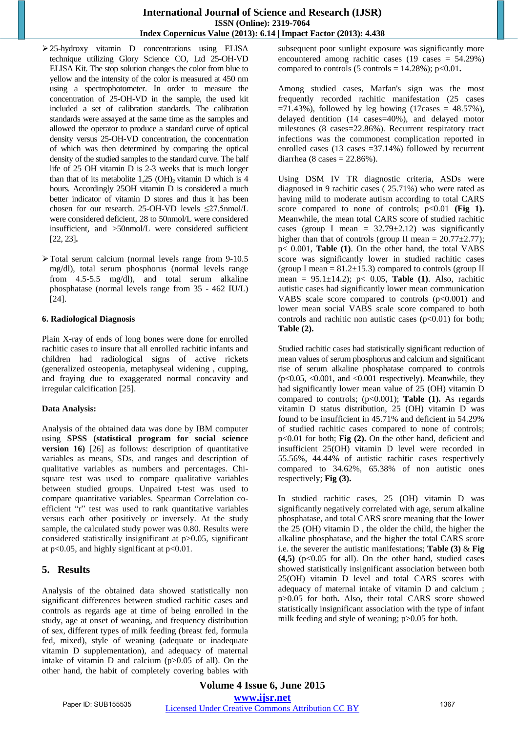- 25-hydroxy vitamin D concentrations using ELISA technique utilizing Glory Science CO, Ltd 25-OH-VD ELISA Kit. The stop solution changes the color from blue to yellow and the intensity of the color is measured at 450 nm using a spectrophotometer. In order to measure the concentration of 25-OH-VD in the sample, the used kit included a set of calibration standards. The calibration standards were assayed at the same time as the samples and allowed the operator to produce a standard curve of optical density versus 25-OH-VD concentration, the concentration of which was then determined by comparing the optical density of the studied samples to the standard curve. The half life of 25 OH vitamin D is 2-3 weeks that is much longer than that of its metabolite 1,25 $(OH)_2$ vitamin D which is 4 hours. Accordingly 25OH vitamin D is considered a much better indicator of vitamin D stores and thus it has been chosen for our research. 25-OH-VD levels ≤27.5nmol/L were considered deficient, 28 to 50nmol/L were considered insufficient, and >50nmol/L were considered sufficient [22, 23].

- Total serum calcium (normal levels range from 9-10.5 mg/dl), total serum phosphorus (normal levels range from 4.5-5.5 mg/dl), and total serum alkaline phosphatase (normal levels range from 35 - 462 IU/L) [24].

### 6. Radiological Diagnosis

Plain X-ray of ends of long bones were done for enrolled rachitic cases to insure that all enrolled rachitic infants and children had radiological signs of active rickets (generalized osteopenia, metaphyseal widening , cupping, and fraying due to exaggerated normal concavity and irregular calcification [25].

### Data Analysis:

Analysis of the obtained data was done by IBM computer using **SPSS (statistical program for social science version 16)** [26] as follows: description of quantitative variables as means, SDs, and ranges and description of qualitative variables as numbers and percentages. Chi-square test was used to compare qualitative variables between studied groups. Unpaired t-test was used to compare quantitative variables. Spearman Correlation co-efficient "r" test was used to rank quantitative variables versus each other positively or inversely. At the study sample, the calculated study power was 0.80. Results were considered statistically insignificant at p>0.05, significant at p<0.05, and highly significant at p<0.01.

## 5. Results

Analysis of the obtained data showed statistically non significant differences between studied rachitic cases and controls as regards age at time of being enrolled in the study, age at onset of weaning, and frequency distribution of sex, different types of milk feeding (breast fed, formula fed, mixed), style of weaning (adequate or inadequate vitamin D supplementation), and adequacy of maternal intake of vitamin D and calcium (p>0.05 of all). On the other hand, the habit of completely covering babies with subsequent poor sunlight exposure was significantly more encountered among rachitic cases (19 cases = 54.29%) compared to controls (5 controls = 14.28%); p<0.01**.**

Among studied cases, Marfan's sign was the most frequently recorded rachitic manifestation (25 cases =71.43%), followed by leg bowing (17cases = 48.57%), delayed dentition (14 cases=40%), and delayed motor milestones (8 cases=22.86%). Recurrent respiratory tract infections was the commonest complication reported in enrolled cases (13 cases =37.14%) followed by recurrent diarrhea (8 cases = 22.86%).

Using DSM IV TR diagnostic criteria, ASDs were diagnosed in 9 rachitic cases ( 25.71%) who were rated as having mild to moderate autism according to total CARS score compared to none of controls; p<0.01 **(Fig 1).** Meanwhile, the mean total CARS score of studied rachitic cases (group I mean = 32.79±2.12) was significantly higher than that of controls (group II mean = 20.77±2.77); p< 0.001, **Table (1)**. On the other hand, the total VABS score was significantly lower in studied rachitic cases (group I mean = 81.2±15.3) compared to controls (group II mean = 95.1±14.2); p< 0.05, **Table (1)**. Also, rachitic autistic cases had significantly lower mean communication VABS scale score compared to controls (p<0.001) and lower mean social VABS scale score compared to both controls and rachitic non autistic cases (p<0.01) for both; **Table (2).**

Studied rachitic cases had statistically significant reduction of mean values of serum phosphorus and calcium and significant rise of serum alkaline phosphatase compared to controls (p<0.05, <0.001, and <0.001 respectively). Meanwhile, they had significantly lower mean value of 25 (OH) vitamin D compared to controls; (p<0.001); **Table (1).** As regards vitamin D status distribution, 25 (OH) vitamin D was found to be insufficient in 45.71% and deficient in 54.29% of studied rachitic cases compared to none of controls; p<0.01 for both; **Fig (2).** On the other hand, deficient and insufficient 25(OH) vitamin D level were recorded in 55.56%, 44.44% of autistic rachitic cases respectively compared to 34.62%, 65.38% of non autistic ones respectively; **Fig (3).**

In studied rachitic cases, 25 (OH) vitamin D was significantly negatively correlated with age, serum alkaline phosphatase, and total CARS score meaning that the lower the 25 (OH) vitamin D , the older the child, the higher the alkaline phosphatase, and the higher the total CARS score i.e. the severer the autistic manifestations; **Table (3)** & **Fig (4,5)** (p<0.05 for all). On the other hand, studied cases showed statistically insignificant association between both 25(OH) vitamin D level and total CARS scores with adequacy of maternal intake of vitamin D and calcium ; p>0.05 for both. Also, their total CARS score showed statistically insignificant association with the type of infant milk feeding and style of weaning; p>0.05 for both.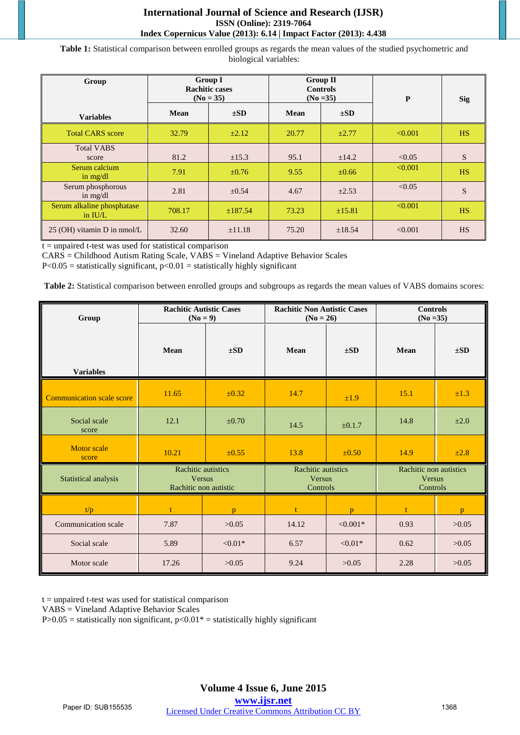**Table 1:** Statistical comparison between enrolled groups as regards the mean values of the studied psychometric and biological variables:

| Group / Variables | Group I Rachitic cases (No = 35) | | Group II Controls (No =35) | | P | Sig |
|---|---|---|---|---|---|---|
| | Mean | ±SD | Mean | ±SD | | |
| Total CARS score | 32.79 | ±2.12 | 20.77 | ±2.77 | <0.001 | HS |
| Total VABS score | 81.2 | ±15.3 | 95.1 | ±14.2 | <0.05 | S |
| Serum calcium in mg/dl | 7.91 | ±0.76 | 9.55 | ±0.66 | <0.001 | HS |
| Serum phosphorous in mg/dl | 2.81 | ±0.54 | 4.67 | ±2.53 | <0.05 | S |
| Serum alkaline phosphatase in IU/L | 708.17 | ±187.54 | 73.23 | ±15.81 | <0.001 | HS |
| 25 (OH) vitamin D in nmol/L | 32.60 | ±11.18 | 75.20 | ±18.54 | <0.001 | HS |

t = unpaired t-test was used for statistical comparison
CARS = Childhood Autism Rating Scale, VABS = Vineland Adaptive Behavior Scales
P<0.05 = statistically significant, p<0.01 = statistically highly significant

**Table 2:** Statistical comparison between enrolled groups and subgroups as regards the mean values of VABS domains scores:

| Group / Variables | Rachitic Autistic Cases (No = 9) | | Rachitic Non Autistic Cases (No = 26) | | Controls (No =35) | |
|---|---|---|---|---|---|---|
| | Mean | ±SD | Mean | ±SD | Mean | ±SD |
| Communication scale score | 11.65 | ±0.32 | 14.7 | ±1.9 | 15.1 | ±1.3 |
| Social scale score | 12.1 | ±0.70 | 14.5 | ±0.1.7 | 14.8 | ±2.0 |
| Motor scale score | 10.21 | ±0.55 | 13.8 | ±0.50 | 14.9 | ±2.8 |
| Statistical analysis | Rachitic autistics Versus Rachitic non autistic | | Rachitic autistics Versus Controls | | Rachitic non autistics Versus Controls | |
| t/p | t | p | t | p | t | p |
| Communication scale | 7.87 | >0.05 | 14.12 | <0.001* | 0.93 | >0.05 |
| Social scale | 5.89 | <0.01* | 6.57 | <0.01* | 0.62 | >0.05 |
| Motor scale | 17.26 | >0.05 | 9.24 | >0.05 | 2.28 | >0.05 |

t = unpaired t-test was used for statistical comparison
VABS = Vineland Adaptive Behavior Scales
P>0.05 = statistically non significant, p<0.01* = statistically highly significant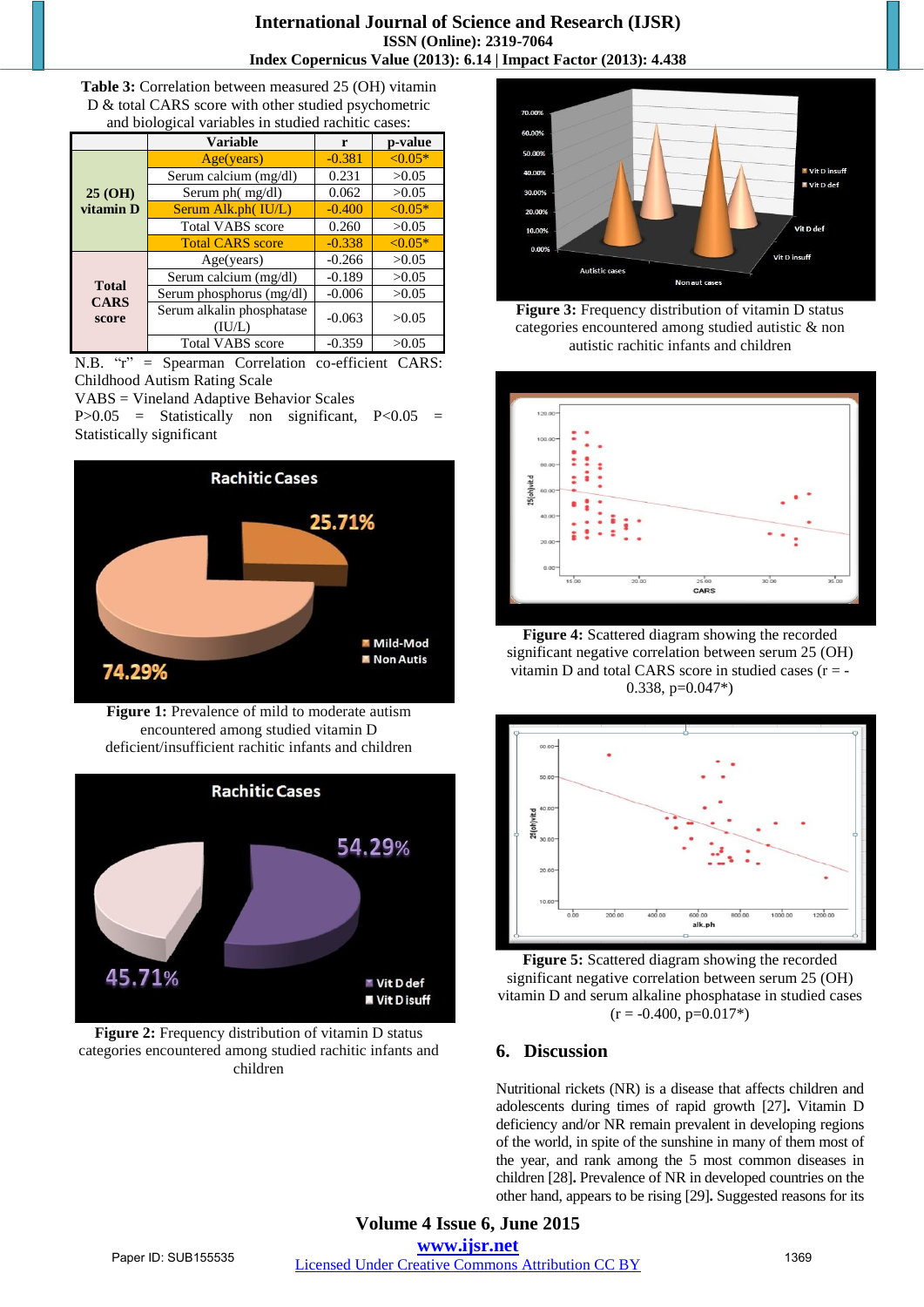**Table 3:** Correlation between measured 25 (OH) vitamin D & total CARS score with other studied psychometric and biological variables in studied rachitic cases:

| | Variable | r | p-value |
|---|---|---|---|
| 25 (OH) vitamin D | Age(years) | -0.381 | <0.05* |
| | Serum calcium (mg/dl) | 0.231 | >0.05 |
| | Serum ph( mg/dl) | 0.062 | >0.05 |
| | Serum Alk.ph( IU/L) | -0.400 | <0.05* |
| | Total VABS score | 0.260 | >0.05 |
| | Total CARS score | -0.338 | <0.05* |
| Total CARS score | Age(years) | -0.266 | >0.05 |
| | Serum calcium (mg/dl) | -0.189 | >0.05 |
| | Serum phosphorus (mg/dl) | -0.006 | >0.05 |
| | Serum alkalin phosphatase (IU/L) | -0.063 | >0.05 |
| | Total VABS score | -0.359 | >0.05 |

N.B. "r" = Spearman Correlation co-efficient CARS: Childhood Autism Rating Scale
VABS = Vineland Adaptive Behavior Scales
P>0.05 = Statistically non significant, P<0.05 = Statistically significant

**Figure 1:** Prevalence of mild to moderate autism encountered among studied vitamin D deficient/insufficient rachitic infants and children

**Figure 2:** Frequency distribution of vitamin D status categories encountered among studied rachitic infants and children

**Figure 3:** Frequency distribution of vitamin D status categories encountered among studied autistic & non autistic rachitic infants and children

**Figure 4:** Scattered diagram showing the recorded significant negative correlation between serum 25 (OH) vitamin D and total CARS score in studied cases (r = -0.338, p=0.047*)

**Figure 5:** Scattered diagram showing the recorded significant negative correlation between serum 25 (OH) vitamin D and serum alkaline phosphatase in studied cases (r = -0.400, p=0.017*)

## 6. Discussion

Nutritional rickets (NR) is a disease that affects children and adolescents during times of rapid growth [27]. Vitamin D deficiency and/or NR remain prevalent in developing regions of the world, in spite of the sunshine in many of them most of the year, and rank among the 5 most common diseases in children [28]. Prevalence of NR in developed countries on the other hand, appears to be rising [29]. Suggested reasons for its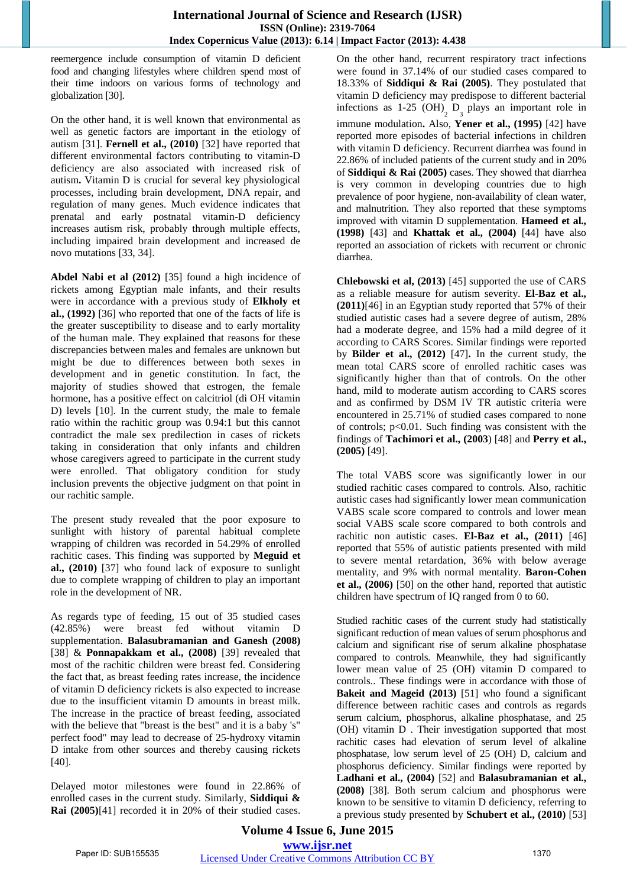reemergence include consumption of vitamin D deficient food and changing lifestyles where children spend most of their time indoors on various forms of technology and globalization [30].

On the other hand, it is well known that environmental as well as genetic factors are important in the etiology of autism [31]. **Fernell et al., (2010)** [32] have reported that different environmental factors contributing to vitamin-D deficiency are also associated with increased risk of autism**.** Vitamin D is crucial for several key physiological processes, including brain development, DNA repair, and regulation of many genes. Much evidence indicates that prenatal and early postnatal vitamin-D deficiency increases autism risk, probably through multiple effects, including impaired brain development and increased de novo mutations [33, 34].

**Abdel Nabi et al (2012)** [35] found a high incidence of rickets among Egyptian male infants, and their results were in accordance with a previous study of **Elkholy et al., (1992)** [36] who reported that one of the facts of life is the greater susceptibility to disease and to early mortality of the human male. They explained that reasons for these discrepancies between males and females are unknown but might be due to differences between both sexes in development and in genetic constitution. In fact, the majority of studies showed that estrogen, the female hormone, has a positive effect on calcitriol (di OH vitamin D) levels [10]. In the current study, the male to female ratio within the rachitic group was 0.94:1 but this cannot contradict the male sex predilection in cases of rickets taking in consideration that only infants and children whose caregivers agreed to participate in the current study were enrolled. That obligatory condition for study inclusion prevents the objective judgment on that point in our rachitic sample.

The present study revealed that the poor exposure to sunlight with history of parental habitual complete wrapping of children was recorded in 54.29% of enrolled rachitic cases. This finding was supported by **Meguid et al., (2010)** [37] who found lack of exposure to sunlight due to complete wrapping of children to play an important role in the development of NR.

As regards type of feeding, 15 out of 35 studied cases (42.85%) were breast fed without vitamin D supplementation. **Balasubramanian and Ganesh (2008)** [38] & **Ponnapakkam et al., (2008)** [39] revealed that most of the rachitic children were breast fed. Considering the fact that, as breast feeding rates increase, the incidence of vitamin D deficiency rickets is also expected to increase due to the insufficient vitamin D amounts in breast milk. The increase in the practice of breast feeding, associated with the believe that "breast is the best" and it is a baby 's" perfect food" may lead to decrease of 25-hydroxy vitamin D intake from other sources and thereby causing rickets [40].

Delayed motor milestones were found in 22.86% of enrolled cases in the current study. Similarly, **Siddiqui & Rai (2005)**[41] recorded it in 20% of their studied cases. On the other hand, recurrent respiratory tract infections were found in 37.14% of our studied cases compared to 18.33% of **Siddiqui & Rai (2005)**. They postulated that vitamin D deficiency may predispose to different bacterial infections as 1-25 $(OH)_2$ $D_3$ plays an important role in immune modulation**.** Also, **Yener et al., (1995)** [42] have reported more episodes of bacterial infections in children with vitamin D deficiency. Recurrent diarrhea was found in 22.86% of included patients of the current study and in 20% of **Siddiqui & Rai (2005)** cases. They showed that diarrhea is very common in developing countries due to high prevalence of poor hygiene, non-availability of clean water, and malnutrition. They also reported that these symptoms improved with vitamin D supplementation. **Hameed et al., (1998)** [43] and **Khattak et al., (2004)** [44] have also reported an association of rickets with recurrent or chronic diarrhea.

**Chlebowski et al, (2013)** [45] supported the use of CARS as a reliable measure for autism severity. **El-Baz et al., (2011)**[46] in an Egyptian study reported that 57% of their studied autistic cases had a severe degree of autism, 28% had a moderate degree, and 15% had a mild degree of it according to CARS Scores. Similar findings were reported by **Bilder et al., (2012)** [47]**.** In the current study, the mean total CARS score of enrolled rachitic cases was significantly higher than that of controls. On the other hand, mild to moderate autism according to CARS scores and as confirmed by DSM IV TR autistic criteria were encountered in 25.71% of studied cases compared to none of controls; $p<0.01$. Such finding was consistent with the findings of **Tachimori et al., (2003**) [48] and **Perry et al., (2005)** [49].

The total VABS score was significantly lower in our studied rachitic cases compared to controls. Also, rachitic autistic cases had significantly lower mean communication VABS scale score compared to controls and lower mean social VABS scale score compared to both controls and rachitic non autistic cases. **El-Baz et al., (2011)** [46] reported that 55% of autistic patients presented with mild to severe mental retardation, 36% with below average mentality, and 9% with normal mentality. **Baron-Cohen et al., (2006)** [50] on the other hand, reported that autistic children have spectrum of IQ ranged from 0 to 60.

Studied rachitic cases of the current study had statistically significant reduction of mean values of serum phosphorus and calcium and significant rise of serum alkaline phosphatase compared to controls. Meanwhile, they had significantly lower mean value of 25 (OH) vitamin D compared to controls.. These findings were in accordance with those of **Bakeit and Mageid (2013)** [51] who found a significant difference between rachitic cases and controls as regards serum calcium, phosphorus, alkaline phosphatase, and 25 (OH) vitamin D . Their investigation supported that most rachitic cases had elevation of serum level of alkaline phosphatase, low serum level of 25 (OH) D, calcium and phosphorus deficiency. Similar findings were reported by **Ladhani et al., (2004)** [52] and **Balasubramanian et al., (2008)** [38]. Both serum calcium and phosphorus were known to be sensitive to vitamin D deficiency, referring to a previous study presented by **Schubert et al., (2010)** [53]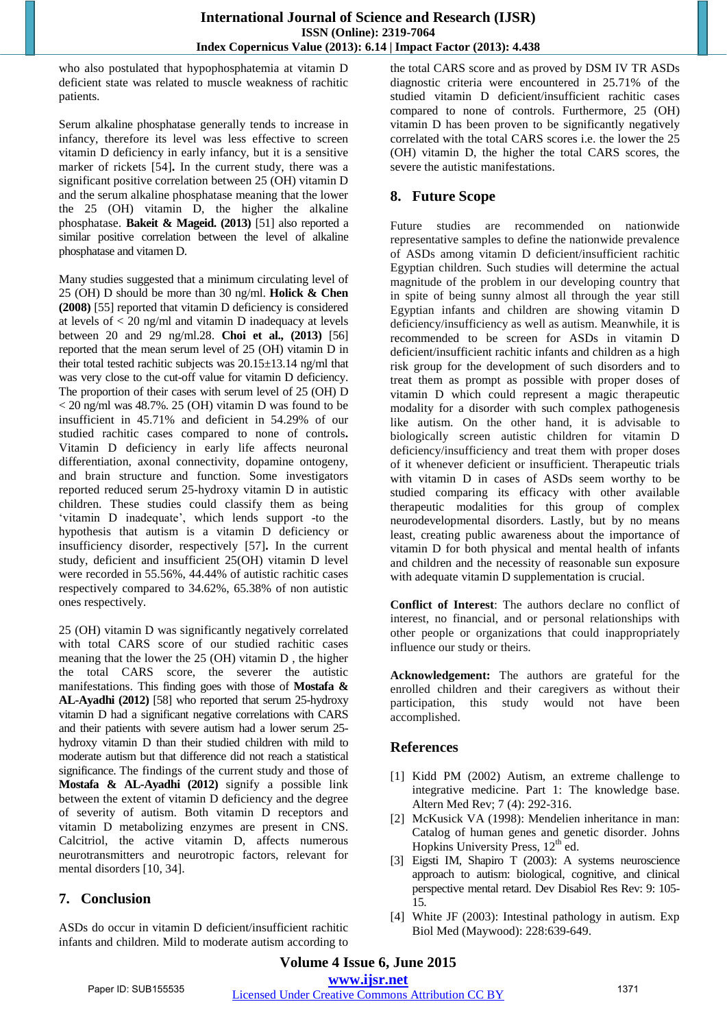who also postulated that hypophosphatemia at vitamin D deficient state was related to muscle weakness of rachitic patients.

Serum alkaline phosphatase generally tends to increase in infancy, therefore its level was less effective to screen vitamin D deficiency in early infancy, but it is a sensitive marker of rickets [54]**.** In the current study, there was a significant positive correlation between 25 (OH) vitamin D and the serum alkaline phosphatase meaning that the lower the 25 (OH) vitamin D, the higher the alkaline phosphatase. **Bakeit & Mageid. (2013)** [51] also reported a similar positive correlation between the level of alkaline phosphatase and vitamen D.

Many studies suggested that a minimum circulating level of 25 (OH) D should be more than 30 ng/ml. **Holick & Chen (2008)** [55] reported that vitamin D deficiency is considered at levels of < 20 ng/ml and vitamin D inadequacy at levels between 20 and 29 ng/ml.28. **Choi et al., (2013)** [56] reported that the mean serum level of 25 (OH) vitamin D in their total tested rachitic subjects was 20.15±13.14 ng/ml that was very close to the cut-off value for vitamin D deficiency. The proportion of their cases with serum level of 25 (OH) D < 20 ng/ml was 48.7%. 25 (OH) vitamin D was found to be insufficient in 45.71% and deficient in 54.29% of our studied rachitic cases compared to none of controls**.** Vitamin D deficiency in early life affects neuronal differentiation, axonal connectivity, dopamine ontogeny, and brain structure and function. Some investigators reported reduced serum 25-hydroxy vitamin D in autistic children. These studies could classify them as being 'vitamin D inadequate', which lends support -to the hypothesis that autism is a vitamin D deficiency or insufficiency disorder, respectively [57]**.** In the current study, deficient and insufficient 25(OH) vitamin D level were recorded in 55.56%, 44.44% of autistic rachitic cases respectively compared to 34.62%, 65.38% of non autistic ones respectively.

25 (OH) vitamin D was significantly negatively correlated with total CARS score of our studied rachitic cases meaning that the lower the 25 (OH) vitamin D , the higher the total CARS score, the severer the autistic manifestations. This finding goes with those of **Mostafa & AL-Ayadhi (2012)** [58] who reported that serum 25-hydroxy vitamin D had a significant negative correlations with CARS and their patients with severe autism had a lower serum 25-hydroxy vitamin D than their studied children with mild to moderate autism but that difference did not reach a statistical significance. The findings of the current study and those of **Mostafa & AL-Ayadhi (2012)** signify a possible link between the extent of vitamin D deficiency and the degree of severity of autism. Both vitamin D receptors and vitamin D metabolizing enzymes are present in CNS. Calcitriol, the active vitamin D, affects numerous neurotransmitters and neurotropic factors, relevant for mental disorders [10, 34].

## 7. Conclusion

ASDs do occur in vitamin D deficient/insufficient rachitic infants and children. Mild to moderate autism according to the total CARS score and as proved by DSM IV TR ASDs diagnostic criteria were encountered in 25.71% of the studied vitamin D deficient/insufficient rachitic cases compared to none of controls. Furthermore, 25 (OH) vitamin D has been proven to be significantly negatively correlated with the total CARS scores i.e. the lower the 25 (OH) vitamin D, the higher the total CARS scores, the severe the autistic manifestations.

## 8. Future Scope

Future studies are recommended on nationwide representative samples to define the nationwide prevalence of ASDs among vitamin D deficient/insufficient rachitic Egyptian children. Such studies will determine the actual magnitude of the problem in our developing country that in spite of being sunny almost all through the year still Egyptian infants and children are showing vitamin D deficiency/insufficiency as well as autism. Meanwhile, it is recommended to be screen for ASDs in vitamin D deficient/insufficient rachitic infants and children as a high risk group for the development of such disorders and to treat them as prompt as possible with proper doses of vitamin D which could represent a magic therapeutic modality for a disorder with such complex pathogenesis like autism. On the other hand, it is advisable to biologically screen autistic children for vitamin D deficiency/insufficiency and treat them with proper doses of it whenever deficient or insufficient. Therapeutic trials with vitamin D in cases of ASDs seem worthy to be studied comparing its efficacy with other available therapeutic modalities for this group of complex neurodevelopmental disorders. Lastly, but by no means least, creating public awareness about the importance of vitamin D for both physical and mental health of infants and children and the necessity of reasonable sun exposure with adequate vitamin D supplementation is crucial.

**Conflict of Interest**: The authors declare no conflict of interest, no financial, and or personal relationships with other people or organizations that could inappropriately influence our study or theirs.

**Acknowledgement:** The authors are grateful for the enrolled children and their caregivers as without their participation, this study would not have been accomplished.

## References

[1] Kidd PM (2002) Autism, an extreme challenge to integrative medicine. Part 1: The knowledge base. Altern Med Rev; 7 (4): 292-316.

[2] McKusick VA (1998): Mendelien inheritance in man: Catalog of human genes and genetic disorder. Johns Hopkins University Press, 12th ed.

[3] Eigsti IM, Shapiro T (2003): A systems neuroscience approach to autism: biological, cognitive, and clinical perspective mental retard. Dev Disabiol Res Rev: 9: 105-15.

[4] White JF (2003): Intestinal pathology in autism. Exp Biol Med (Maywood): 228:639-649.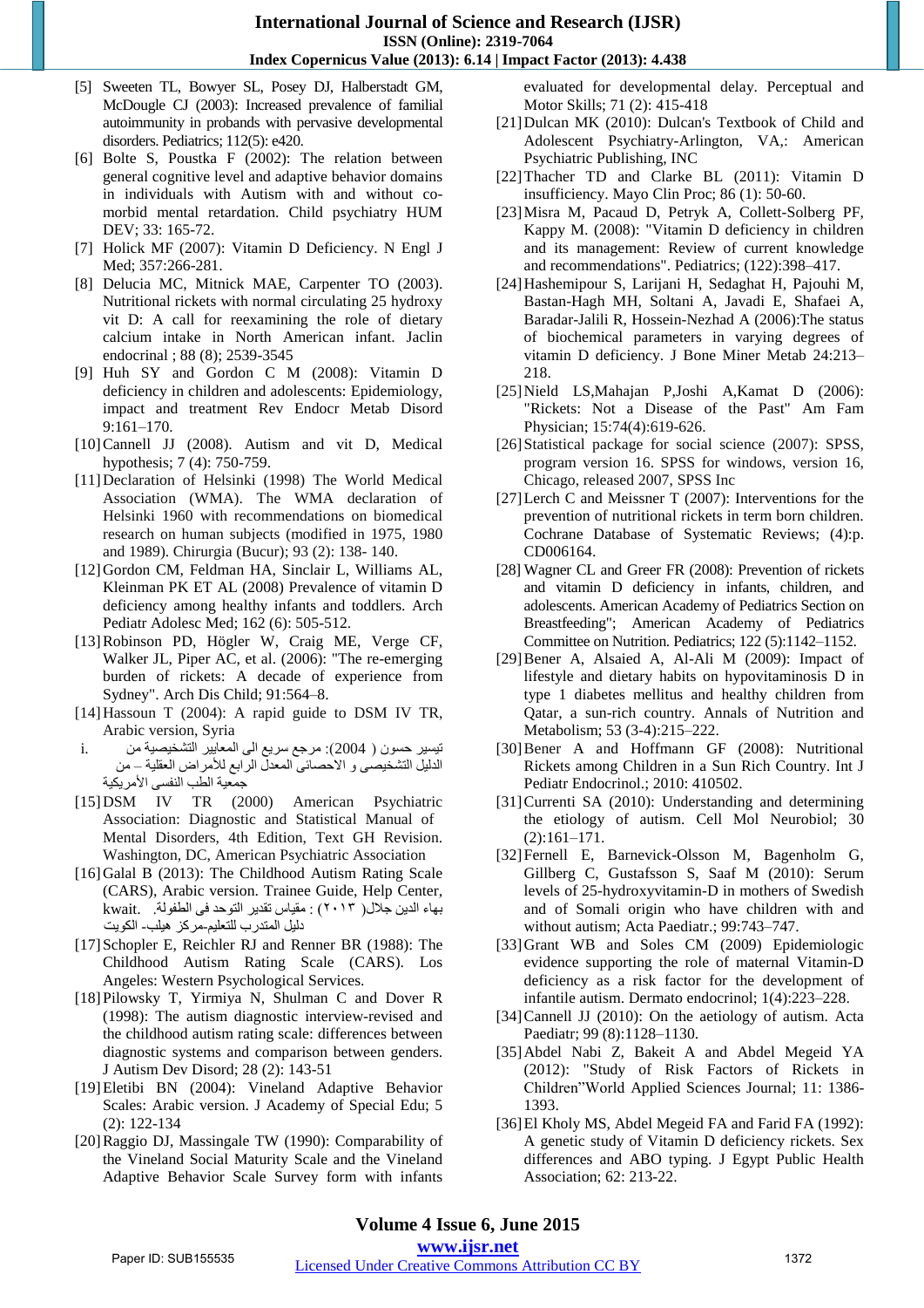[5] Sweeten TL, Bowyer SL, Posey DJ, Halberstadt GM, McDougle CJ (2003): Increased prevalence of familial autoimmunity in probands with pervasive developmental disorders. Pediatrics; 112(5): e420.

[6] Bolte S, Poustka F (2002): The relation between general cognitive level and adaptive behavior domains in individuals with Autism with and without co-morbid mental retardation. Child psychiatry HUM DEV; 33: 165-72.

[7] Holick MF (2007): Vitamin D Deficiency. N Engl J Med; 357:266-281.

[8] Delucia MC, Mitnick MAE, Carpenter TO (2003). Nutritional rickets with normal circulating 25 hydroxy vit D: A call for reexamining the role of dietary calcium intake in North American infant. Jaclin endocrinal ; 88 (8); 2539-3545

[9] Huh SY and Gordon C M (2008): Vitamin D deficiency in children and adolescents: Epidemiology, impact and treatment Rev Endocr Metab Disord 9:161–170.

[10] Cannell JJ (2008). Autism and vit D, Medical hypothesis; 7 (4): 750-759.

[11] Declaration of Helsinki (1998) The World Medical Association (WMA). The WMA declaration of Helsinki 1960 with recommendations on biomedical research on human subjects (modified in 1975, 1980 and 1989). Chirurgia (Bucur); 93 (2): 138- 140.

[12] Gordon CM, Feldman HA, Sinclair L, Williams AL, Kleinman PK ET AL (2008) Prevalence of vitamin D deficiency among healthy infants and toddlers. Arch Pediatr Adolesc Med; 162 (6): 505-512.

[13] Robinson PD, Högler W, Craig ME, Verge CF, Walker JL, Piper AC, et al. (2006): "The re-emerging burden of rickets: A decade of experience from Sydney". Arch Dis Child; 91:564–8.

[14] Hassoun T (2004): A rapid guide to DSM IV TR, Arabic version, Syria

i. تيسير حسون ( 2004): مرجع سريع الى المعايير التشخيصية من الدليل التشخيصى و الاحصائى المعدل الرابع للأمراض العقلية – من جمعية الطب النفسى الأمريكية

[15] DSM IV TR (2000) American Psychiatric Association: Diagnostic and Statistical Manual of Mental Disorders, 4th Edition, Text GH Revision. Washington, DC, American Psychiatric Association

[16] Galal B (2013): The Childhood Autism Rating Scale (CARS), Arabic version. Trainee Guide, Help Center, kwait. بهاء الدين جلال( ٢٠١٣ ) : مقياس تقدير التوحد فى الطفولة. دليل المتدرب للتعليم-مركز هيلب- الكويت

[17] Schopler E, Reichler RJ and Renner BR (1988): The Childhood Autism Rating Scale (CARS). Los Angeles: Western Psychological Services.

[18] Pilowsky T, Yirmiya N, Shulman C and Dover R (1998): The autism diagnostic interview-revised and the childhood autism rating scale: differences between diagnostic systems and comparison between genders. J Autism Dev Disord; 28 (2): 143-51

[19] Eletibi BN (2004): Vineland Adaptive Behavior Scales: Arabic version. J Academy of Special Edu; 5 (2): 122-134

[20] Raggio DJ, Massingale TW (1990): Comparability of the Vineland Social Maturity Scale and the Vineland Adaptive Behavior Scale Survey form with infants evaluated for developmental delay. Perceptual and Motor Skills; 71 (2): 415-418

[21] Dulcan MK (2010): Dulcan's Textbook of Child and Adolescent Psychiatry-Arlington, VA,: American Psychiatric Publishing, INC

[22] Thacher TD and Clarke BL (2011): Vitamin D insufficiency. Mayo Clin Proc; 86 (1): 50-60.

[23] Misra M, Pacaud D, Petryk A, Collett-Solberg PF, Kappy M. (2008): "Vitamin D deficiency in children and its management: Review of current knowledge and recommendations". Pediatrics; (122):398–417.

[24] Hashemipour S, Larijani H, Sedaghat H, Pajouhi M, Bastan-Hagh MH, Soltani A, Javadi E, Shafaei A, Baradar-Jalili R, Hossein-Nezhad A (2006):The status of biochemical parameters in varying degrees of vitamin D deficiency. J Bone Miner Metab 24:213–218.

[25] Nield LS,Mahajan P,Joshi A,Kamat D (2006): "Rickets: Not a Disease of the Past" Am Fam Physician; 15:74(4):619-626.

[26] Statistical package for social science (2007): SPSS, program version 16. SPSS for windows, version 16, Chicago, released 2007, SPSS Inc

[27] Lerch C and Meissner T (2007): Interventions for the prevention of nutritional rickets in term born children. Cochrane Database of Systematic Reviews; (4):p. CD006164.

[28] Wagner CL and Greer FR (2008): Prevention of rickets and vitamin D deficiency in infants, children, and adolescents. American Academy of Pediatrics Section on Breastfeeding"; American Academy of Pediatrics Committee on Nutrition. Pediatrics; 122 (5):1142–1152.

[29] Bener A, Alsaied A, Al-Ali M (2009): Impact of lifestyle and dietary habits on hypovitaminosis D in type 1 diabetes mellitus and healthy children from Qatar, a sun-rich country. Annals of Nutrition and Metabolism; 53 (3-4):215–222.

[30] Bener A and Hoffmann GF (2008): Nutritional Rickets among Children in a Sun Rich Country. Int J Pediatr Endocrinol.; 2010: 410502.

[31] Currenti SA (2010): Understanding and determining the etiology of autism. Cell Mol Neurobiol; 30 (2):161–171.

[32] Fernell E, Barnevick-Olsson M, Bagenholm G, Gillberg C, Gustafsson S, Saaf M (2010): Serum levels of 25-hydroxyvitamin-D in mothers of Swedish and of Somali origin who have children with and without autism; Acta Paediatr.; 99:743–747.

[33] Grant WB and Soles CM (2009) Epidemiologic evidence supporting the role of maternal Vitamin-D deficiency as a risk factor for the development of infantile autism. Dermato endocrinol; 1(4):223–228.

[34] Cannell JJ (2010): On the aetiology of autism. Acta Paediatr; 99 (8):1128–1130.

[35] Abdel Nabi Z, Bakeit A and Abdel Megeid YA (2012): "Study of Risk Factors of Rickets in Children"World Applied Sciences Journal; 11: 1386-1393.

[36] El Kholy MS, Abdel Megeid FA and Farid FA (1992): A genetic study of Vitamin D deficiency rickets. Sex differences and ABO typing. J Egypt Public Health Association; 62: 213-22.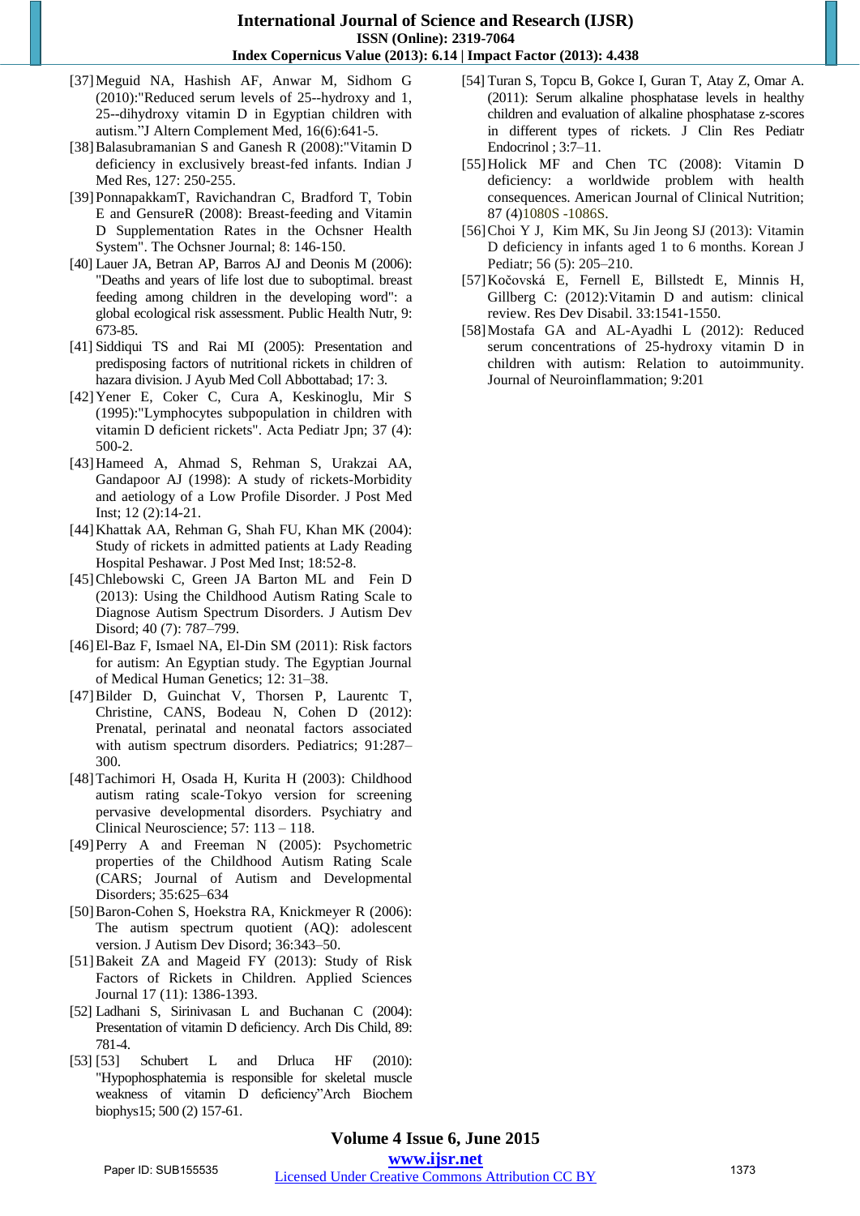[37] Meguid NA, Hashish AF, Anwar M, Sidhom G (2010):"Reduced serum levels of 25--hydroxy and 1, 25--dihydroxy vitamin D in Egyptian children with autism."J Altern Complement Med, 16(6):641-5.

[38] Balasubramanian S and Ganesh R (2008):"Vitamin D deficiency in exclusively breast-fed infants. Indian J Med Res, 127: 250-255.

[39] PonnapakkamT, Ravichandran C, Bradford T, Tobin E and GensureR (2008): Breast-feeding and Vitamin D Supplementation Rates in the Ochsner Health System". The Ochsner Journal; 8: 146-150.

[40] Lauer JA, Betran AP, Barros AJ and Deonis M (2006): "Deaths and years of life lost due to suboptimal. breast feeding among children in the developing word": a global ecological risk assessment. Public Health Nutr, 9: 673-85.

[41] Siddiqui TS and Rai MI (2005): Presentation and predisposing factors of nutritional rickets in children of hazara division. J Ayub Med Coll Abbottabad; 17: 3.

[42] Yener E, Coker C, Cura A, Keskinoglu, Mir S (1995):"Lymphocytes subpopulation in children with vitamin D deficient rickets". Acta Pediatr Jpn; 37 (4): 500-2.

[43] Hameed A, Ahmad S, Rehman S, Urakzai AA, Gandapoor AJ (1998): A study of rickets-Morbidity and aetiology of a Low Profile Disorder. J Post Med Inst; 12 (2):14-21.

[44] Khattak AA, Rehman G, Shah FU, Khan MK (2004): Study of rickets in admitted patients at Lady Reading Hospital Peshawar. J Post Med Inst; 18:52-8.

[45] Chlebowski C, Green JA Barton ML and Fein D (2013): Using the Childhood Autism Rating Scale to Diagnose Autism Spectrum Disorders. J Autism Dev Disord; 40 (7): 787–799.

[46] El-Baz F, Ismael NA, El-Din SM (2011): Risk factors for autism: An Egyptian study. The Egyptian Journal of Medical Human Genetics; 12: 31–38.

[47] Bilder D, Guinchat V, Thorsen P, Laurentc T, Christine, CANS, Bodeau N, Cohen D (2012): Prenatal, perinatal and neonatal factors associated with autism spectrum disorders. Pediatrics; 91:287–300.

[48] Tachimori H, Osada H, Kurita H (2003): Childhood autism rating scale-Tokyo version for screening pervasive developmental disorders. Psychiatry and Clinical Neuroscience; 57: 113 – 118.

[49] Perry A and Freeman N (2005): Psychometric properties of the Childhood Autism Rating Scale (CARS; Journal of Autism and Developmental Disorders; 35:625–634

[50] Baron-Cohen S, Hoekstra RA, Knickmeyer R (2006): The autism spectrum quotient (AQ): adolescent version. J Autism Dev Disord; 36:343–50.

[51] Bakeit ZA and Mageid FY (2013): Study of Risk Factors of Rickets in Children. Applied Sciences Journal 17 (11): 1386-1393.

[52] Ladhani S, Sirinivasan L and Buchanan C (2004): Presentation of vitamin D deficiency. Arch Dis Child, 89: 781-4.

[53] [53] Schubert L and Drluca HF (2010): "Hypophosphatemia is responsible for skeletal muscle weakness of vitamin D deficiency"Arch Biochem biophys15; 500 (2) 157-61.

[54] Turan S, Topcu B, Gokce I, Guran T, Atay Z, Omar A. (2011): Serum alkaline phosphatase levels in healthy children and evaluation of alkaline phosphatase z-scores in different types of rickets. J Clin Res Pediatr Endocrinol ; 3:7–11.

[55] Holick MF and Chen TC (2008): Vitamin D deficiency: a worldwide problem with health consequences. American Journal of Clinical Nutrition; 87 (4)1080S -1086S.

[56] Choi Y J, Kim MK, Su Jin Jeong SJ (2013): Vitamin D deficiency in infants aged 1 to 6 months. Korean J Pediatr; 56 (5): 205–210.

[57] Kočovská E, Fernell E, Billstedt E, Minnis H, Gillberg C: (2012):Vitamin D and autism: clinical review. Res Dev Disabil. 33:1541-1550.

[58] Mostafa GA and AL-Ayadhi L (2012): Reduced serum concentrations of 25-hydroxy vitamin D in children with autism: Relation to autoimmunity. Journal of Neuroinflammation; 9:201